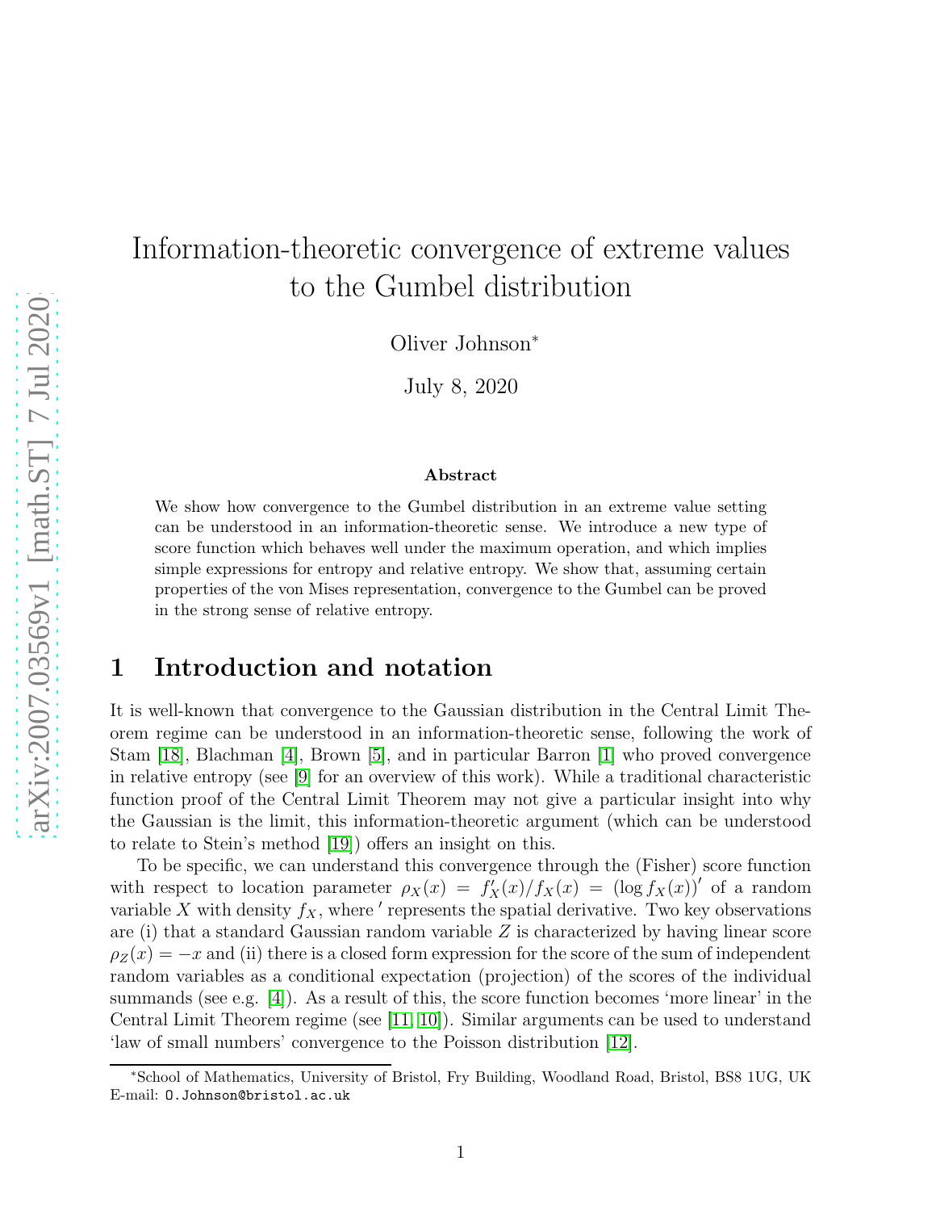# Information-theoretic convergence of extreme values to the Gumbel distribution

Oliver Johnson*

July 8, 2020

### Abstract

We show how convergence to the Gumbel distribution in an extreme value setting can be understood in an information-theoretic sense. We introduce a new type of score function which behaves well under the maximum operation, and which implies simple expressions for entropy and relative entropy. We show that, assuming certain properties of the von Mises representation, convergence to the Gumbel can be proved in the strong sense of relative entropy.

## 1 Introduction and notation

It is well-known that convergence to the Gaussian distribution in the Central Limit Theorem regime can be understood in an information-theoretic sense, following the work of Stam [18], Blachman [4], Brown [5], and in particular Barron [1] who proved convergence in relative entropy (see [9] for an overview of this work). While a traditional characteristic function proof of the Central Limit Theorem may not give a particular insight into why the Gaussian is the limit, this information-theoretic argument (which can be understood to relate to Stein's method [19]) offers an insight on this.

To be specific, we can understand this convergence through the (Fisher) score function with respect to location parameter $\rho_X(x) = f'_X(x)/f_X(x) = (\log f_X(x))'$ of a random variable $X$ with density $f_X$, where $'$ represents the spatial derivative. Two key observations are (i) that a standard Gaussian random variable $Z$ is characterized by having linear score $\rho_Z(x) = -x$ and (ii) there is a closed form expression for the score of the sum of independent random variables as a conditional expectation (projection) of the scores of the individual summands (see e.g. [4]). As a result of this, the score function becomes 'more linear' in the Central Limit Theorem regime (see [11, 10]). Similar arguments can be used to understand 'law of small numbers' convergence to the Poisson distribution [12].

*School of Mathematics, University of Bristol, Fry Building, Woodland Road, Bristol, BS8 1UG, UK E-mail: O.Johnson@bristol.ac.uk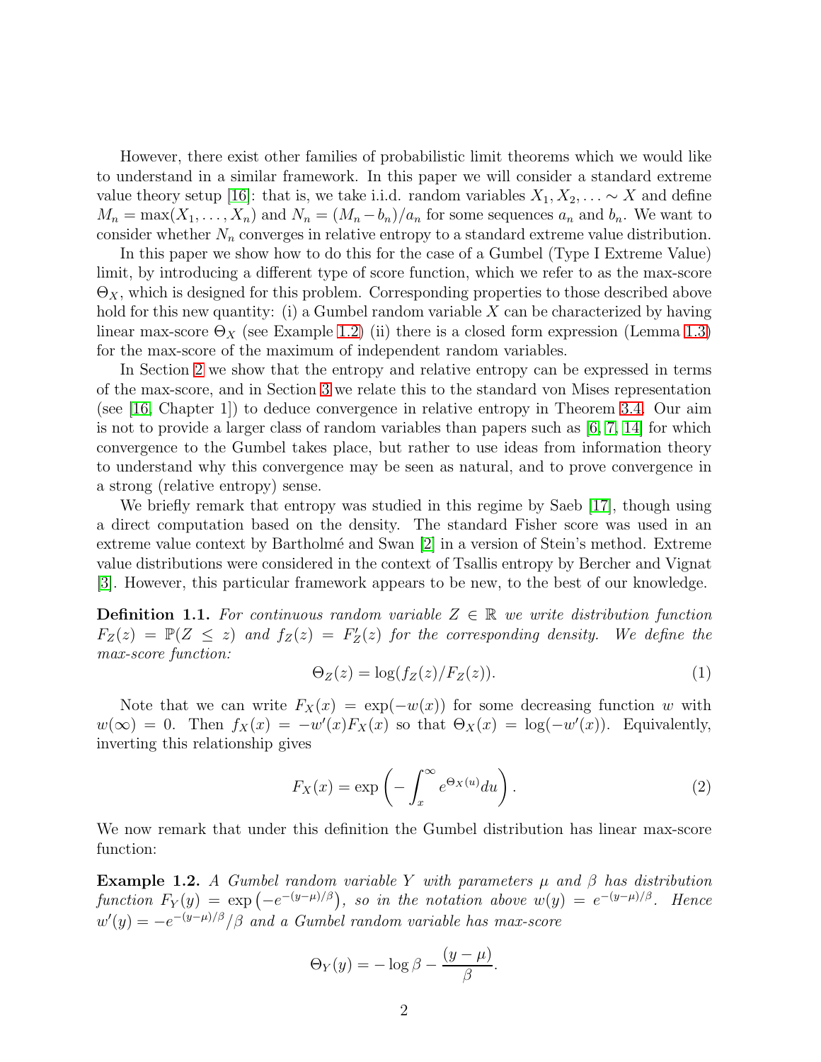However, there exist other families of probabilistic limit theorems which we would like to understand in a similar framework. In this paper we will consider a standard extreme value theory setup [16]: that is, we take i.i.d. random variables $X_1, X_2, \ldots \sim X$ and define $M_n = \max(X_1, \ldots, X_n)$ and $N_n = (M_n - b_n)/a_n$ for some sequences $a_n$ and $b_n$. We want to consider whether $N_n$ converges in relative entropy to a standard extreme value distribution.

In this paper we show how to do this for the case of a Gumbel (Type I Extreme Value) limit, by introducing a different type of score function, which we refer to as the max-score $\Theta_X$, which is designed for this problem. Corresponding properties to those described above hold for this new quantity: (i) a Gumbel random variable $X$ can be characterized by having linear max-score $\Theta_X$ (see Example 1.2) (ii) there is a closed form expression (Lemma 1.3) for the max-score of the maximum of independent random variables.

In Section 2 we show that the entropy and relative entropy can be expressed in terms of the max-score, and in Section 3 we relate this to the standard von Mises representation (see [16, Chapter 1]) to deduce convergence in relative entropy in Theorem 3.4. Our aim is not to provide a larger class of random variables than papers such as [6, 7, 14] for which convergence to the Gumbel takes place, but rather to use ideas from information theory to understand why this convergence may be seen as natural, and to prove convergence in a strong (relative entropy) sense.

We briefly remark that entropy was studied in this regime by Saeb [17], though using a direct computation based on the density. The standard Fisher score was used in an extreme value context by Bartholmé and Swan [2] in a version of Stein's method. Extreme value distributions were considered in the context of Tsallis entropy by Bercher and Vignat [3]. However, this particular framework appears to be new, to the best of our knowledge.

**Definition 1.1.** *For continuous random variable $Z \in \mathbb{R}$ we write distribution function $F_Z(z) = \mathbb{P}(Z \leq z)$ and $f_Z(z) = F_Z'(z)$ for the corresponding density. We define the max-score function:*

$$\Theta_Z(z) = \log(f_Z(z)/F_Z(z)). \tag{1}$$

Note that we can write $F_X(x) = \exp(-w(x))$ for some decreasing function $w$ with $w(\infty) = 0$. Then $f_X(x) = -w'(x)F_X(x)$ so that $\Theta_X(x) = \log(-w'(x))$. Equivalently, inverting this relationship gives

$$F_X(x) = \exp\left(-\int_x^\infty e^{\Theta_X(u)} du\right). \tag{2}$$

We now remark that under this definition the Gumbel distribution has linear max-score function:

**Example 1.2.** *A Gumbel random variable $Y$ with parameters $\mu$ and $\beta$ has distribution function $F_Y(y) = \exp\left(-e^{-(y-\mu)/\beta}\right)$, so in the notation above $w(y) = e^{-(y-\mu)/\beta}$. Hence $w'(y) = -e^{-(y-\mu)/\beta}/\beta$ and a Gumbel random variable has max-score*

$$\Theta_Y(y) = -\log\beta - \frac{(y-\mu)}{\beta}.$$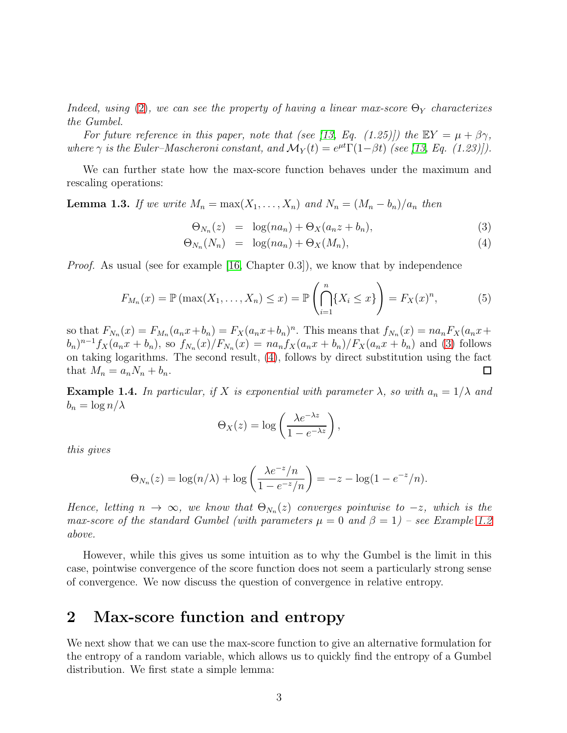*Indeed, using (2), we can see the property of having a linear max-score $\Theta_Y$ characterizes the Gumbel.*

*For future reference in this paper, note that (see [13, Eq. (1.25)]) the $\mathbb{E}Y = \mu + \beta\gamma$, where $\gamma$ is the Euler–Mascheroni constant, and $\mathcal{M}_Y(t) = e^{\mu t}\Gamma(1-\beta t)$ (see [13, Eq. (1.23)]).*

We can further state how the max-score function behaves under the maximum and rescaling operations:

**Lemma 1.3.** *If we write $M_n = \max(X_1, \ldots, X_n)$ and $N_n = (M_n - b_n)/a_n$ then*

$$\Theta_{N_n}(z) = \log(na_n) + \Theta_X(a_n z + b_n), \tag{3}$$

$$\Theta_{N_n}(N_n) = \log(na_n) + \Theta_X(M_n), \tag{4}$$

*Proof.* As usual (see for example [16, Chapter 0.3]), we know that by independence

$$F_{M_n}(x) = \mathbb{P}\left(\max(X_1, \ldots, X_n) \leq x\right) = \mathbb{P}\left(\bigcap_{i=1}^{n} \{X_i \leq x\}\right) = F_X(x)^n, \tag{5}$$

so that $F_{N_n}(x) = F_{M_n}(a_n x + b_n) = F_X(a_n x + b_n)^n$. This means that $f_{N_n}(x) = na_n F_X(a_n x + b_n)^{n-1} f_X(a_n x + b_n)$, so $f_{N_n}(x)/F_{N_n}(x) = na_n f_X(a_n x + b_n)/F_X(a_n x + b_n)$ and (3) follows on taking logarithms. The second result, (4), follows by direct substitution using the fact that $M_n = a_n N_n + b_n$. □

**Example 1.4.** *In particular, if $X$ is exponential with parameter $\lambda$, so with $a_n = 1/\lambda$ and $b_n = \log n/\lambda$*

$$\Theta_X(z) = \log\left(\frac{\lambda e^{-\lambda z}}{1 - e^{-\lambda z}}\right),$$

*this gives*

$$\Theta_{N_n}(z) = \log(n/\lambda) + \log\left(\frac{\lambda e^{-z}/n}{1 - e^{-z}/n}\right) = -z - \log(1 - e^{-z}/n).$$

*Hence, letting $n \to \infty$, we know that $\Theta_{N_n}(z)$ converges pointwise to $-z$, which is the max-score of the standard Gumbel (with parameters $\mu = 0$ and $\beta = 1$) – see Example 1.2 above.*

However, while this gives us some intuition as to why the Gumbel is the limit in this case, pointwise convergence of the score function does not seem a particularly strong sense of convergence. We now discuss the question of convergence in relative entropy.

## 2 Max-score function and entropy

We next show that we can use the max-score function to give an alternative formulation for the entropy of a random variable, which allows us to quickly find the entropy of a Gumbel distribution. We first state a simple lemma: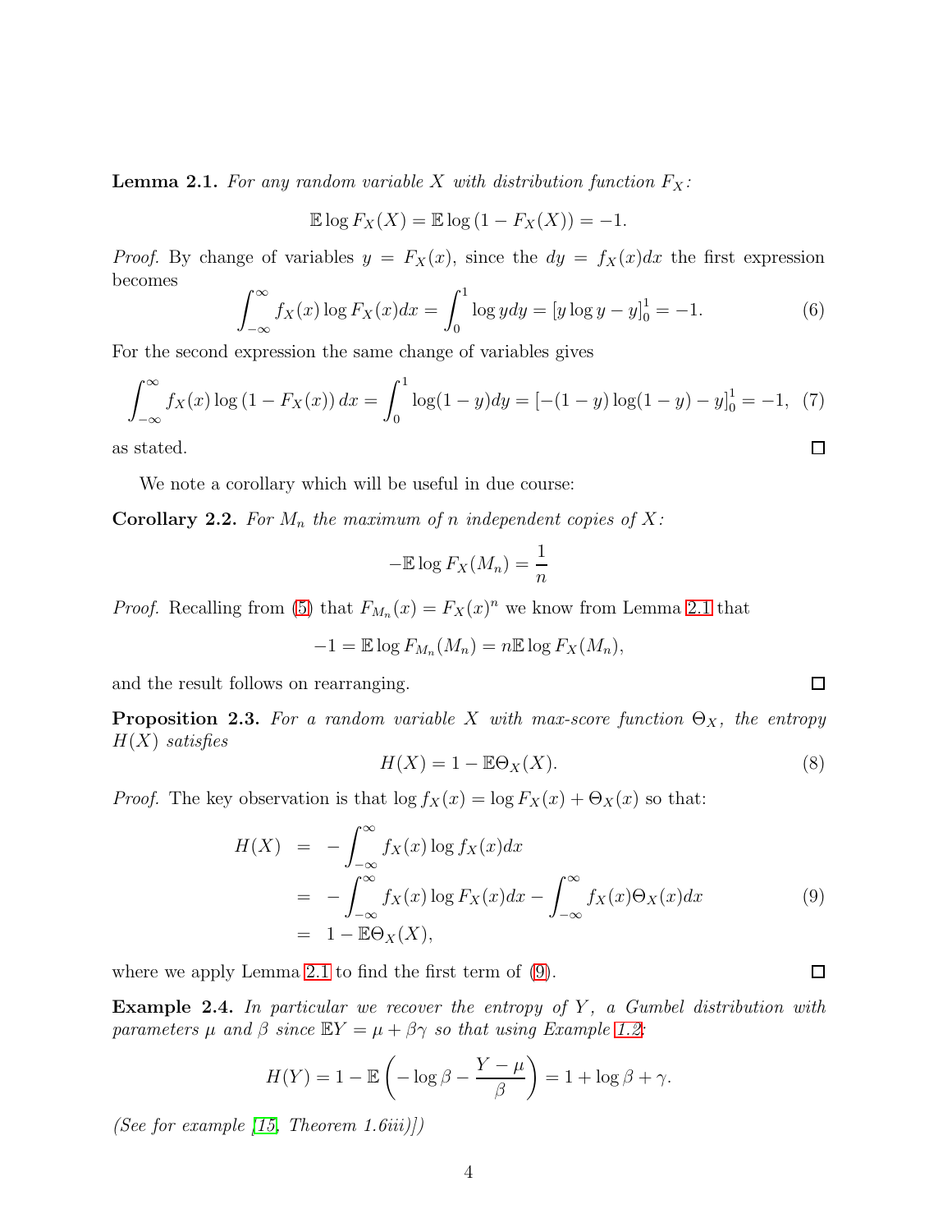**Lemma 2.1.** *For any random variable $X$ with distribution function $F_X$:*

$$\mathbb{E} \log F_X(X) = \mathbb{E} \log (1 - F_X(X)) = -1.$$

*Proof.* By change of variables $y = F_X(x)$, since the $dy = f_X(x)dx$ the first expression becomes

$$\int_{-\infty}^{\infty} f_X(x) \log F_X(x) dx = \int_0^1 \log y dy = [y \log y - y]_0^1 = -1. \tag{6}$$

For the second expression the same change of variables gives

$$\int_{-\infty}^{\infty} f_X(x) \log (1 - F_X(x)) \, dx = \int_0^1 \log(1-y) dy = [-(1-y)\log(1-y) - y]_0^1 = -1, \tag{7}$$

as stated. $\square$

We note a corollary which will be useful in due course:

**Corollary 2.2.** *For $M_n$ the maximum of $n$ independent copies of $X$:*

$$-\mathbb{E} \log F_X(M_n) = \frac{1}{n}$$

*Proof.* Recalling from (5) that $F_{M_n}(x) = F_X(x)^n$ we know from Lemma 2.1 that

$$-1 = \mathbb{E} \log F_{M_n}(M_n) = n \mathbb{E} \log F_X(M_n),$$

and the result follows on rearranging. $\square$

**Proposition 2.3.** *For a random variable $X$ with max-score function $\Theta_X$, the entropy $H(X)$ satisfies*

$$H(X) = 1 - \mathbb{E}\Theta_X(X). \tag{8}$$

*Proof.* The key observation is that $\log f_X(x) = \log F_X(x) + \Theta_X(x)$ so that:

$$\begin{aligned} H(X) &= -\int_{-\infty}^{\infty} f_X(x) \log f_X(x) dx \\ &= -\int_{-\infty}^{\infty} f_X(x) \log F_X(x) dx - \int_{-\infty}^{\infty} f_X(x) \Theta_X(x) dx \\ &= 1 - \mathbb{E}\Theta_X(X), \end{aligned} \tag{9}$$

where we apply Lemma 2.1 to find the first term of (9). $\square$

**Example 2.4.** *In particular we recover the entropy of $Y$, a Gumbel distribution with parameters $\mu$ and $\beta$ since $\mathbb{E}Y = \mu + \beta\gamma$ so that using Example 1.2:*

$$H(Y) = 1 - \mathbb{E}\left( -\log \beta - \frac{Y - \mu}{\beta} \right) = 1 + \log \beta + \gamma.$$

*(See for example [15, Theorem 1.6iii)])*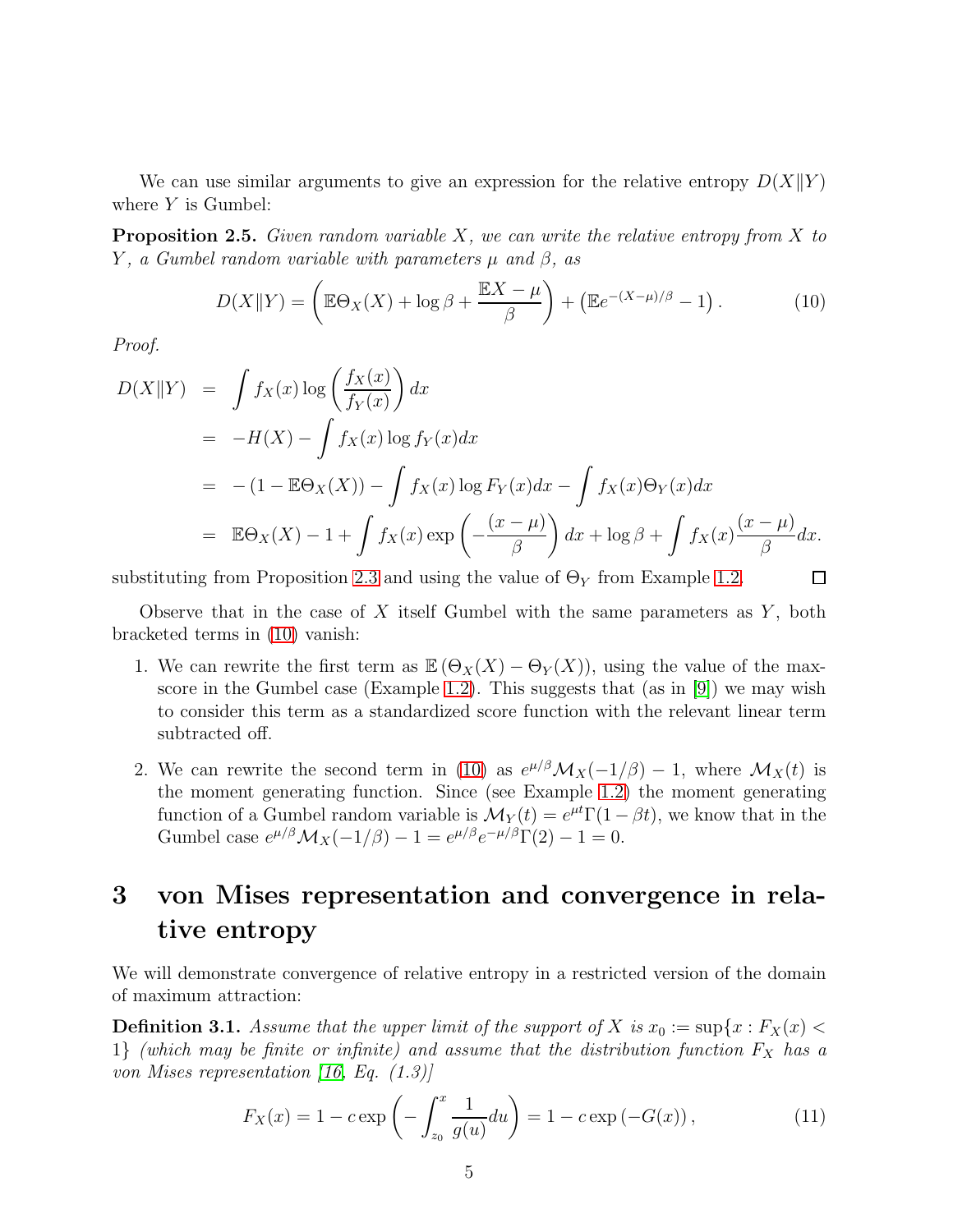We can use similar arguments to give an expression for the relative entropy $D(X\|Y)$ where $Y$ is Gumbel:

**Proposition 2.5.** *Given random variable $X$, we can write the relative entropy from $X$ to $Y$, a Gumbel random variable with parameters $\mu$ and $\beta$, as*

$$D(X\|Y) = \left( \mathbb{E}\Theta_X(X) + \log \beta + \frac{\mathbb{E}X - \mu}{\beta} \right) + \left( \mathbb{E}e^{-(X-\mu)/\beta} - 1 \right). \tag{10}$$

*Proof.*

$$\begin{aligned}
D(X\|Y) &= \int f_X(x) \log \left( \frac{f_X(x)}{f_Y(x)} \right) dx \\
&= -H(X) - \int f_X(x) \log f_Y(x) dx \\
&= -(1 - \mathbb{E}\Theta_X(X)) - \int f_X(x) \log F_Y(x) dx - \int f_X(x) \Theta_Y(x) dx \\
&= \mathbb{E}\Theta_X(X) - 1 + \int f_X(x) \exp\left( -\frac{(x-\mu)}{\beta} \right) dx + \log \beta + \int f_X(x) \frac{(x-\mu)}{\beta} dx.
\end{aligned}$$

substituting from Proposition 2.3 and using the value of $\Theta_Y$ from Example 1.2. $\square$

Observe that in the case of $X$ itself Gumbel with the same parameters as $Y$, both bracketed terms in (10) vanish:

1. We can rewrite the first term as $\mathbb{E}\left(\Theta_X(X) - \Theta_Y(X)\right)$, using the value of the max-score in the Gumbel case (Example 1.2). This suggests that (as in [9]) we may wish to consider this term as a standardized score function with the relevant linear term subtracted off.

2. We can rewrite the second term in (10) as $e^{\mu/\beta}\mathcal{M}_X(-1/\beta) - 1$, where $\mathcal{M}_X(t)$ is the moment generating function. Since (see Example 1.2) the moment generating function of a Gumbel random variable is $\mathcal{M}_Y(t) = e^{\mu t}\Gamma(1 - \beta t)$, we know that in the Gumbel case $e^{\mu/\beta}\mathcal{M}_X(-1/\beta) - 1 = e^{\mu/\beta}e^{-\mu/\beta}\Gamma(2) - 1 = 0$.

# 3 von Mises representation and convergence in relative entropy

We will demonstrate convergence of relative entropy in a restricted version of the domain of maximum attraction:

**Definition 3.1.** *Assume that the upper limit of the support of $X$ is $x_0 := \sup\{x : F_X(x) < 1\}$ (which may be finite or infinite) and assume that the distribution function $F_X$ has a von Mises representation [16, Eq. (1.3)]*

$$F_X(x) = 1 - c \exp\left( -\int_{z_0}^{x} \frac{1}{g(u)} du \right) = 1 - c \exp\left(-G(x)\right), \tag{11}$$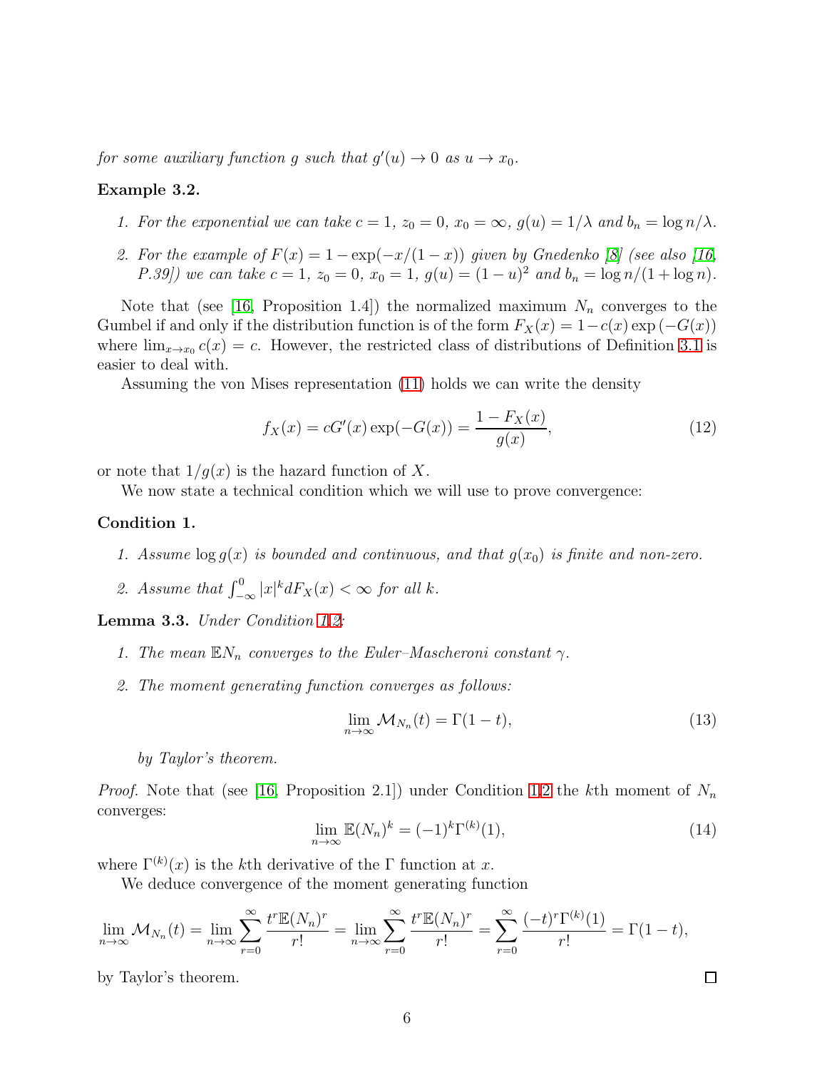*for some auxiliary function $g$ such that $g'(u) \to 0$ as $u \to x_0$.*

**Example 3.2.**

1. *For the exponential we can take $c = 1$, $z_0 = 0$, $x_0 = \infty$, $g(u) = 1/\lambda$ and $b_n = \log n/\lambda$.*
2. *For the example of $F(x) = 1 - \exp(-x/(1-x))$ given by Gnedenko [8] (see also [16, P.39]) we can take $c = 1$, $z_0 = 0$, $x_0 = 1$, $g(u) = (1-u)^2$ and $b_n = \log n/(1 + \log n)$.*

Note that (see [16, Proposition 1.4]) the normalized maximum $N_n$ converges to the Gumbel if and only if the distribution function is of the form $F_X(x) = 1 - c(x)\exp(-G(x))$ where $\lim_{x \to x_0} c(x) = c$. However, the restricted class of distributions of Definition 3.1 is easier to deal with.

Assuming the von Mises representation (11) holds we can write the density

$$f_X(x) = cG'(x)\exp(-G(x)) = \frac{1 - F_X(x)}{g(x)}, \tag{12}$$

or note that $1/g(x)$ is the hazard function of $X$.

We now state a technical condition which we will use to prove convergence:

**Condition 1.**

1. *Assume $\log g(x)$ is bounded and continuous, and that $g(x_0)$ is finite and non-zero.*
2. *Assume that $\int_{-\infty}^{0} |x|^k dF_X(x) < \infty$ for all $k$.*

**Lemma 3.3.** *Under Condition 1.2:*

1. *The mean $\mathbb{E}N_n$ converges to the Euler–Mascheroni constant $\gamma$.*
2. *The moment generating function converges as follows:*

$$\lim_{n \to \infty} \mathcal{M}_{N_n}(t) = \Gamma(1-t), \tag{13}$$

*by Taylor's theorem.*

*Proof.* Note that (see [16, Proposition 2.1]) under Condition 1.2 the $k$th moment of $N_n$ converges:

$$\lim_{n \to \infty} \mathbb{E}(N_n)^k = (-1)^k \Gamma^{(k)}(1), \tag{14}$$

where $\Gamma^{(k)}(x)$ is the $k$th derivative of the $\Gamma$ function at $x$.

We deduce convergence of the moment generating function

$$\lim_{n \to \infty} \mathcal{M}_{N_n}(t) = \lim_{n \to \infty} \sum_{r=0}^{\infty} \frac{t^r \mathbb{E}(N_n)^r}{r!} = \lim_{n \to \infty} \sum_{r=0}^{\infty} \frac{t^r \mathbb{E}(N_n)^r}{r!} = \sum_{r=0}^{\infty} \frac{(-t)^r \Gamma^{(k)}(1)}{r!} = \Gamma(1-t),$$

by Taylor's theorem. ∎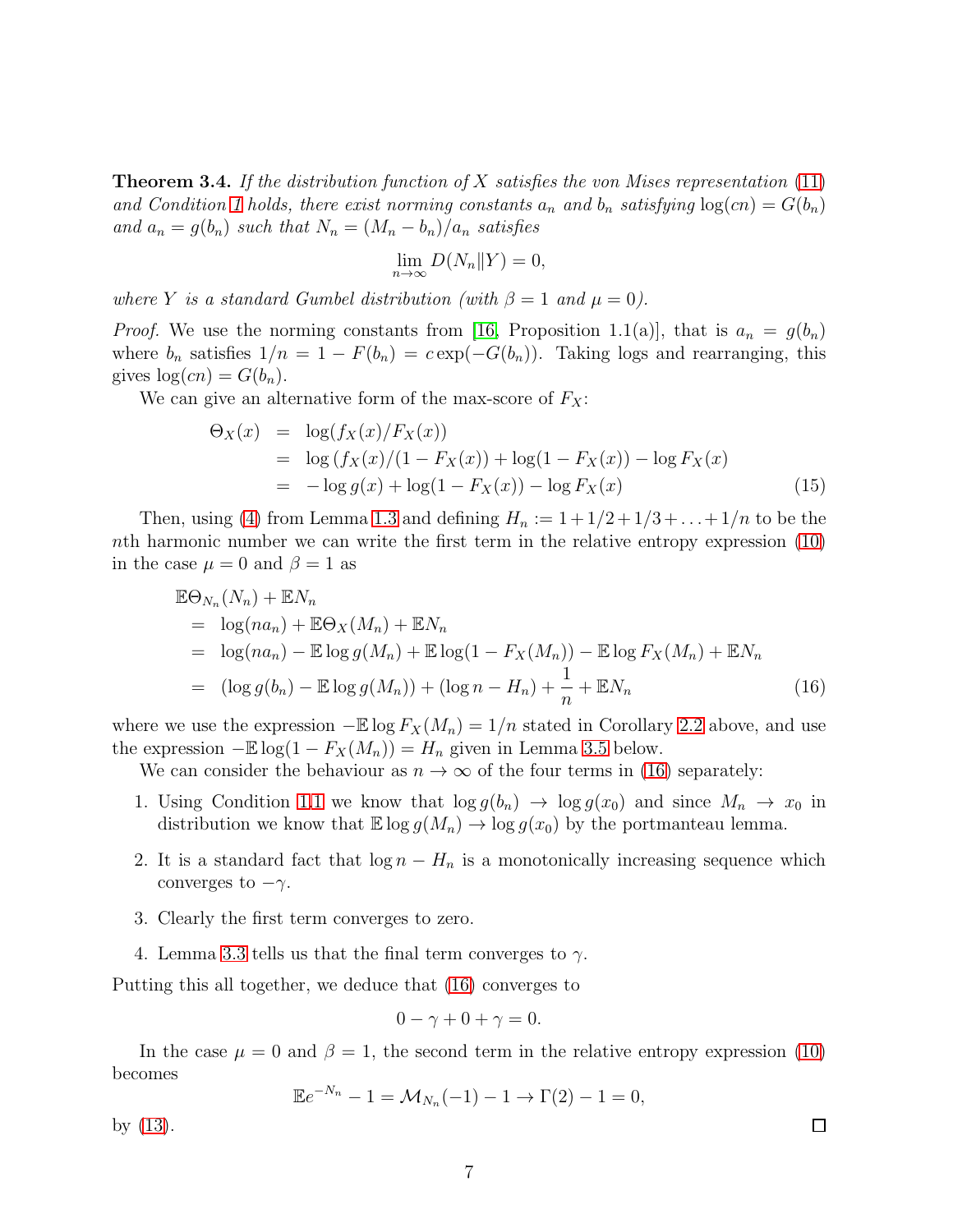**Theorem 3.4.** *If the distribution function of $X$ satisfies the von Mises representation (11) and Condition 1 holds, there exist norming constants $a_n$ and $b_n$ satisfying $\log(cn) = G(b_n)$ and $a_n = g(b_n)$ such that $N_n = (M_n - b_n)/a_n$ satisfies*

$$\lim_{n\to\infty} D(N_n \| Y) = 0,$$

*where $Y$ is a standard Gumbel distribution (with $\beta = 1$ and $\mu = 0$).*

*Proof.* We use the norming constants from [16, Proposition 1.1(a)], that is $a_n = g(b_n)$ where $b_n$ satisfies $1/n = 1 - F(b_n) = c\exp(-G(b_n))$. Taking logs and rearranging, this gives $\log(cn) = G(b_n)$.

We can give an alternative form of the max-score of $F_X$:

$$\begin{aligned}
\Theta_X(x) &= \log(f_X(x)/F_X(x)) \\
&= \log\left(f_X(x)/(1 - F_X(x)\right) + \log(1 - F_X(x)) - \log F_X(x) \\
&= -\log g(x) + \log(1 - F_X(x)) - \log F_X(x) \qquad (15)
\end{aligned}$$

Then, using (4) from Lemma 1.3 and defining $H_n := 1 + 1/2 + 1/3 + \ldots + 1/n$ to be the $n$th harmonic number we can write the first term in the relative entropy expression (10) in the case $\mu = 0$ and $\beta = 1$ as

$$\begin{aligned}
&\mathbb{E}\Theta_{N_n}(N_n) + \mathbb{E}N_n \\
&= \log(na_n) + \mathbb{E}\Theta_X(M_n) + \mathbb{E}N_n \\
&= \log(na_n) - \mathbb{E}\log g(M_n) + \mathbb{E}\log(1 - F_X(M_n)) - \mathbb{E}\log F_X(M_n) + \mathbb{E}N_n \\
&= (\log g(b_n) - \mathbb{E}\log g(M_n)) + (\log n - H_n) + \frac{1}{n} + \mathbb{E}N_n \qquad (16)
\end{aligned}$$

where we use the expression $-\mathbb{E}\log F_X(M_n) = 1/n$ stated in Corollary 2.2 above, and use the expression $-\mathbb{E}\log(1 - F_X(M_n)) = H_n$ given in Lemma 3.5 below.

We can consider the behaviour as $n \to \infty$ of the four terms in (16) separately:

1. Using Condition 1.1 we know that $\log g(b_n) \to \log g(x_0)$ and since $M_n \to x_0$ in distribution we know that $\mathbb{E}\log g(M_n) \to \log g(x_0)$ by the portmanteau lemma.
2. It is a standard fact that $\log n - H_n$ is a monotonically increasing sequence which converges to $-\gamma$.
3. Clearly the first term converges to zero.
4. Lemma 3.3 tells us that the final term converges to $\gamma$.

Putting this all together, we deduce that (16) converges to

$$0 - \gamma + 0 + \gamma = 0.$$

In the case $\mu = 0$ and $\beta = 1$, the second term in the relative entropy expression (10) becomes

$$\mathbb{E}e^{-N_n} - 1 = \mathcal{M}_{N_n}(-1) - 1 \to \Gamma(2) - 1 = 0,$$

by (13). $\square$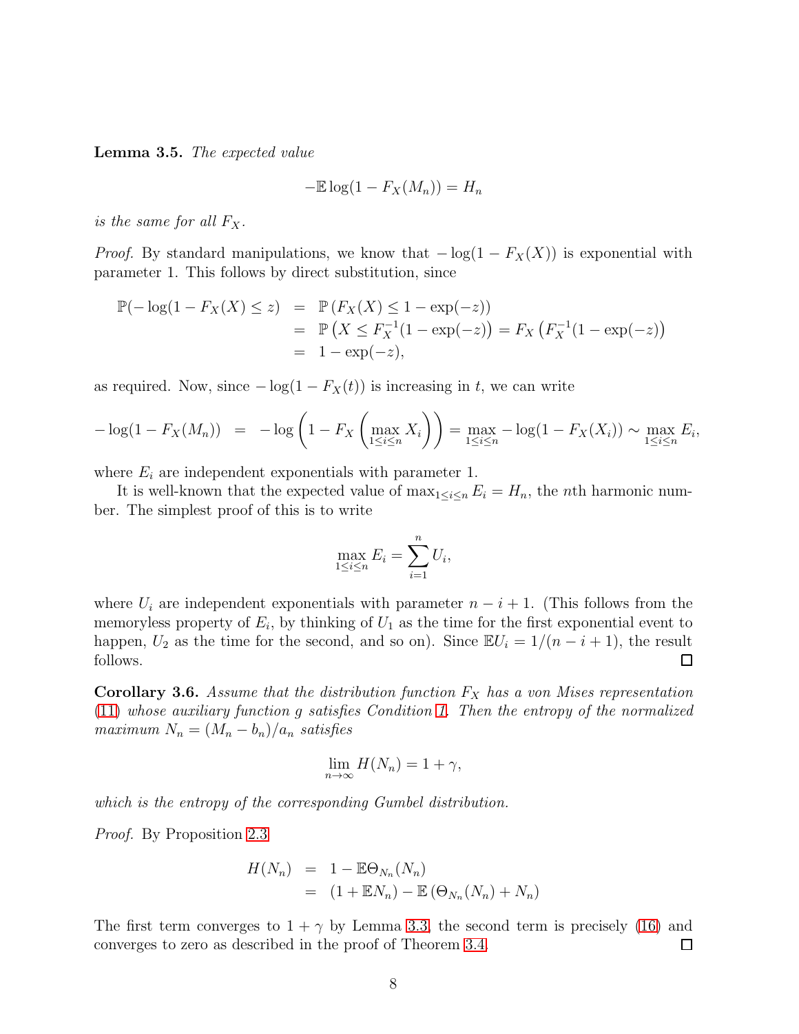**Lemma 3.5.** *The expected value*

$$-\mathbb{E}\log(1 - F_X(M_n)) = H_n$$

*is the same for all $F_X$.*

*Proof.* By standard manipulations, we know that $-\log(1 - F_X(X))$ is exponential with parameter 1. This follows by direct substitution, since

$$\begin{aligned}
\mathbb{P}(-\log(1 - F_X(X) \leq z) &= \mathbb{P}\left(F_X(X) \leq 1 - \exp(-z)\right) \\
&= \mathbb{P}\left(X \leq F_X^{-1}(1 - \exp(-z)\right) = F_X\left(F_X^{-1}(1 - \exp(-z)\right) \\
&= 1 - \exp(-z),
\end{aligned}$$

as required. Now, since $-\log(1 - F_X(t))$ is increasing in $t$, we can write

$$-\log(1 - F_X(M_n)) \;=\; -\log\left(1 - F_X\left(\max_{1\leq i\leq n} X_i\right)\right) = \max_{1\leq i\leq n} -\log(1 - F_X(X_i)) \sim \max_{1\leq i\leq n} E_i,$$

where $E_i$ are independent exponentials with parameter 1.

It is well-known that the expected value of $\max_{1\leq i\leq n} E_i = H_n$, the $n$th harmonic number. The simplest proof of this is to write

$$\max_{1\leq i\leq n} E_i = \sum_{i=1}^{n} U_i,$$

where $U_i$ are independent exponentials with parameter $n - i + 1$. (This follows from the memoryless property of $E_i$, by thinking of $U_1$ as the time for the first exponential event to happen, $U_2$ as the time for the second, and so on). Since $\mathbb{E}U_i = 1/(n - i + 1)$, the result follows. □

**Corollary 3.6.** *Assume that the distribution function $F_X$ has a von Mises representation (11) whose auxiliary function $g$ satisfies Condition 1. Then the entropy of the normalized maximum $N_n = (M_n - b_n)/a_n$ satisfies*

$$\lim_{n\to\infty} H(N_n) = 1 + \gamma,$$

*which is the entropy of the corresponding Gumbel distribution.*

*Proof.* By Proposition 2.3

$$\begin{aligned}
H(N_n) &= 1 - \mathbb{E}\Theta_{N_n}(N_n) \\
&= (1 + \mathbb{E}N_n) - \mathbb{E}\left(\Theta_{N_n}(N_n) + N_n\right)
\end{aligned}$$

The first term converges to $1 + \gamma$ by Lemma 3.3, the second term is precisely (16) and converges to zero as described in the proof of Theorem 3.4. □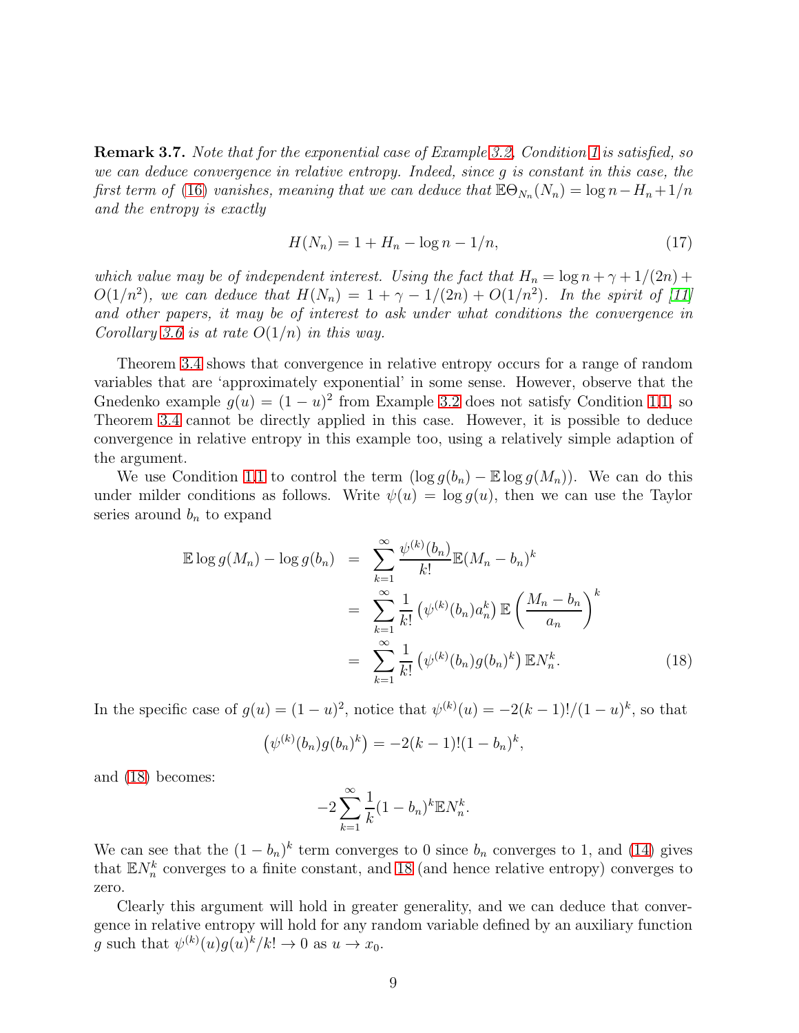**Remark 3.7.** *Note that for the exponential case of Example 3.2, Condition 1 is satisfied, so we can deduce convergence in relative entropy. Indeed, since $g$ is constant in this case, the first term of (16) vanishes, meaning that we can deduce that $\mathbb{E}\Theta_{N_n}(N_n) = \log n - H_n + 1/n$ and the entropy is exactly*

$$H(N_n) = 1 + H_n - \log n - 1/n, \tag{17}$$

*which value may be of independent interest. Using the fact that $H_n = \log n + \gamma + 1/(2n) + O(1/n^2)$, we can deduce that $H(N_n) = 1 + \gamma - 1/(2n) + O(1/n^2)$. In the spirit of [11] and other papers, it may be of interest to ask under what conditions the convergence in Corollary 3.6 is at rate $O(1/n)$ in this way.*

Theorem 3.4 shows that convergence in relative entropy occurs for a range of random variables that are 'approximately exponential' in some sense. However, observe that the Gnedenko example $g(u) = (1-u)^2$ from Example 3.2 does not satisfy Condition 1.1, so Theorem 3.4 cannot be directly applied in this case. However, it is possible to deduce convergence in relative entropy in this example too, using a relatively simple adaption of the argument.

We use Condition 1.1 to control the term $(\log g(b_n) - \mathbb{E}\log g(M_n))$. We can do this under milder conditions as follows. Write $\psi(u) = \log g(u)$, then we can use the Taylor series around $b_n$ to expand

$$\begin{aligned}
\mathbb{E}\log g(M_n) - \log g(b_n) &= \sum_{k=1}^{\infty} \frac{\psi^{(k)}(b_n)}{k!} \mathbb{E}(M_n - b_n)^k \\
&= \sum_{k=1}^{\infty} \frac{1}{k!} \left(\psi^{(k)}(b_n) a_n^k\right) \mathbb{E}\left(\frac{M_n - b_n}{a_n}\right)^k \\
&= \sum_{k=1}^{\infty} \frac{1}{k!} \left(\psi^{(k)}(b_n) g(b_n)^k\right) \mathbb{E}N_n^k. \qquad (18)
\end{aligned}$$

In the specific case of $g(u) = (1-u)^2$, notice that $\psi^{(k)}(u) = -2(k-1)!/(1-u)^k$, so that

$$\left(\psi^{(k)}(b_n) g(b_n)^k\right) = -2(k-1)!(1-b_n)^k,$$

and (18) becomes:

$$-2\sum_{k=1}^{\infty} \frac{1}{k}(1-b_n)^k \mathbb{E}N_n^k.$$

We can see that the $(1-b_n)^k$ term converges to 0 since $b_n$ converges to 1, and (14) gives that $\mathbb{E}N_n^k$ converges to a finite constant, and 18 (and hence relative entropy) converges to zero.

Clearly this argument will hold in greater generality, and we can deduce that convergence in relative entropy will hold for any random variable defined by an auxiliary function $g$ such that $\psi^{(k)}(u)g(u)^k/k! \to 0$ as $u \to x_0$.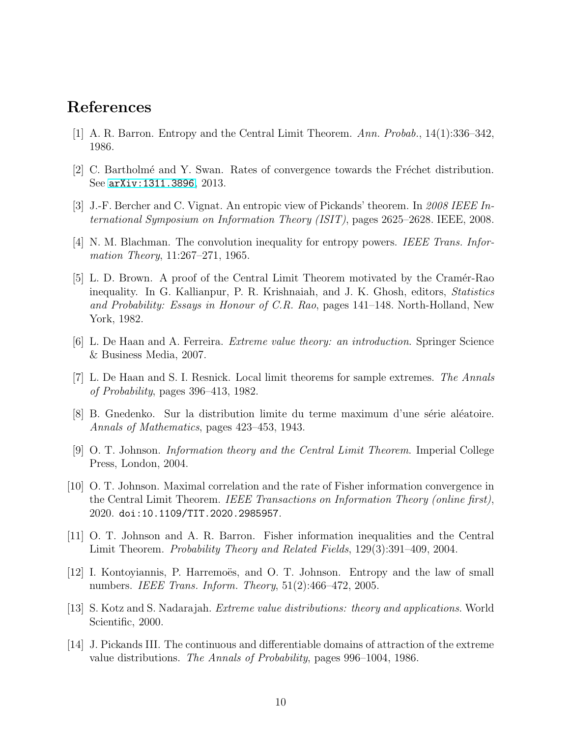## References

[1] A. R. Barron. Entropy and the Central Limit Theorem. *Ann. Probab.*, 14(1):336–342, 1986.

[2] C. Bartholmé and Y. Swan. Rates of convergence towards the Fréchet distribution. See `arXiv:1311.3896`, 2013.

[3] J.-F. Bercher and C. Vignat. An entropic view of Pickands' theorem. In *2008 IEEE International Symposium on Information Theory (ISIT)*, pages 2625–2628. IEEE, 2008.

[4] N. M. Blachman. The convolution inequality for entropy powers. *IEEE Trans. Information Theory*, 11:267–271, 1965.

[5] L. D. Brown. A proof of the Central Limit Theorem motivated by the Cramér-Rao inequality. In G. Kallianpur, P. R. Krishnaiah, and J. K. Ghosh, editors, *Statistics and Probability: Essays in Honour of C.R. Rao*, pages 141–148. North-Holland, New York, 1982.

[6] L. De Haan and A. Ferreira. *Extreme value theory: an introduction*. Springer Science & Business Media, 2007.

[7] L. De Haan and S. I. Resnick. Local limit theorems for sample extremes. *The Annals of Probability*, pages 396–413, 1982.

[8] B. Gnedenko. Sur la distribution limite du terme maximum d'une série aléatoire. *Annals of Mathematics*, pages 423–453, 1943.

[9] O. T. Johnson. *Information theory and the Central Limit Theorem*. Imperial College Press, London, 2004.

[10] O. T. Johnson. Maximal correlation and the rate of Fisher information convergence in the Central Limit Theorem. *IEEE Transactions on Information Theory (online first)*, 2020. `doi:10.1109/TIT.2020.2985957`.

[11] O. T. Johnson and A. R. Barron. Fisher information inequalities and the Central Limit Theorem. *Probability Theory and Related Fields*, 129(3):391–409, 2004.

[12] I. Kontoyiannis, P. Harremoës, and O. T. Johnson. Entropy and the law of small numbers. *IEEE Trans. Inform. Theory*, 51(2):466–472, 2005.

[13] S. Kotz and S. Nadarajah. *Extreme value distributions: theory and applications*. World Scientific, 2000.

[14] J. Pickands III. The continuous and differentiable domains of attraction of the extreme value distributions. *The Annals of Probability*, pages 996–1004, 1986.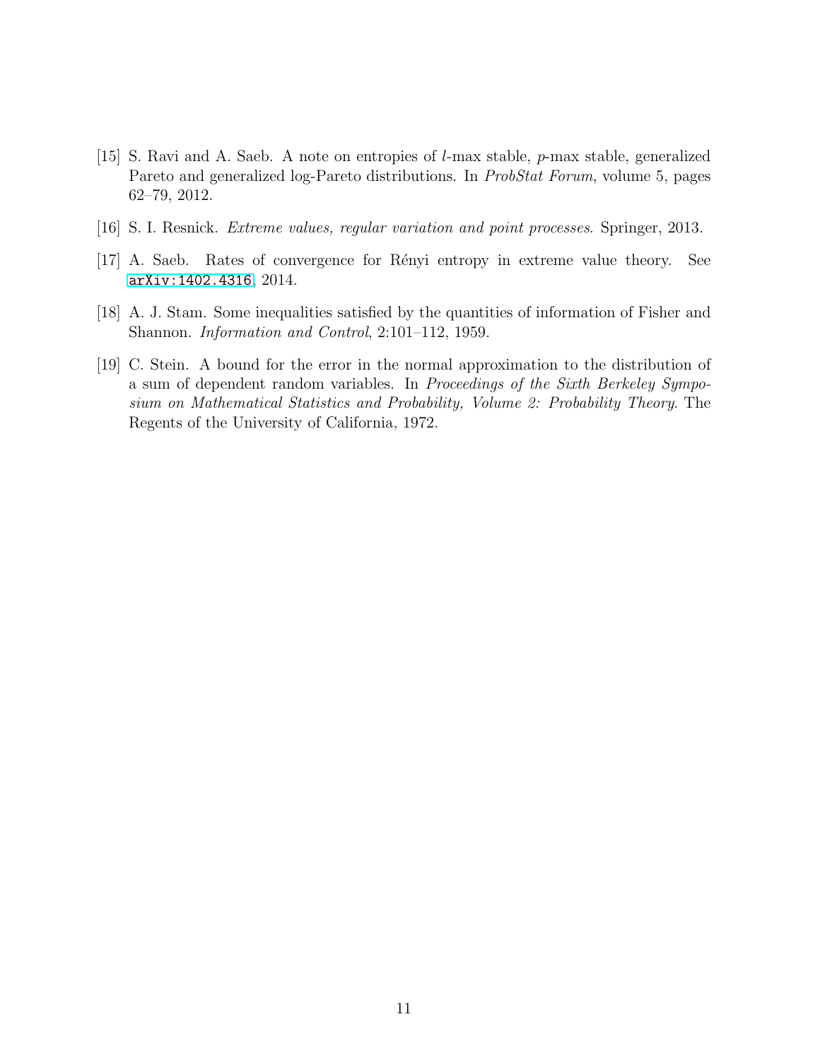[15] S. Ravi and A. Saeb. A note on entropies of $l$-max stable, $p$-max stable, generalized Pareto and generalized log-Pareto distributions. In *ProbStat Forum*, volume 5, pages 62–79, 2012.

[16] S. I. Resnick. *Extreme values, regular variation and point processes*. Springer, 2013.

[17] A. Saeb. Rates of convergence for Rényi entropy in extreme value theory. See `arXiv:1402.4316`, 2014.

[18] A. J. Stam. Some inequalities satisfied by the quantities of information of Fisher and Shannon. *Information and Control*, 2:101–112, 1959.

[19] C. Stein. A bound for the error in the normal approximation to the distribution of a sum of dependent random variables. In *Proceedings of the Sixth Berkeley Symposium on Mathematical Statistics and Probability, Volume 2: Probability Theory*. The Regents of the University of California, 1972.